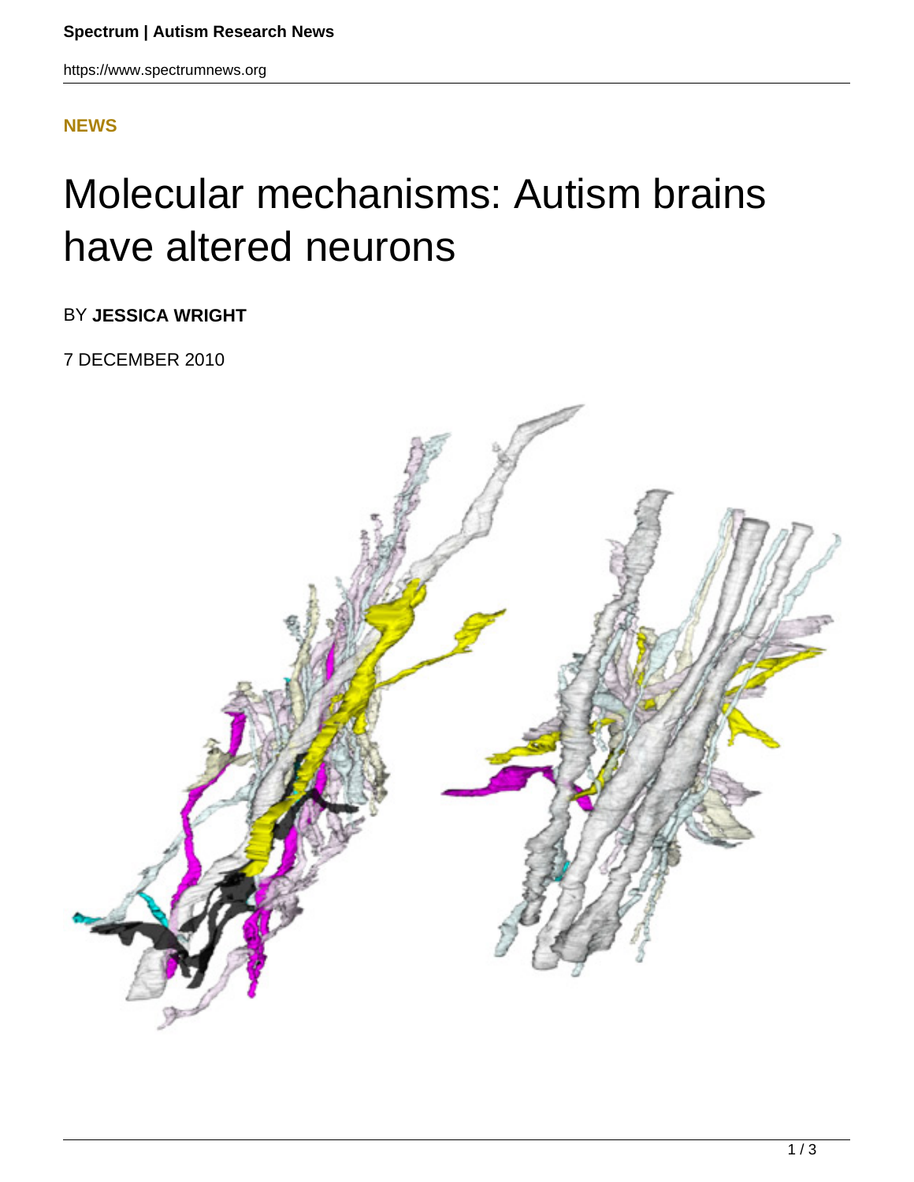**NEWS**

# Molecular mechanisms: Autism brains have altered neurons

BY **JESSICA WRIGHT**

7 DECEMBER 2010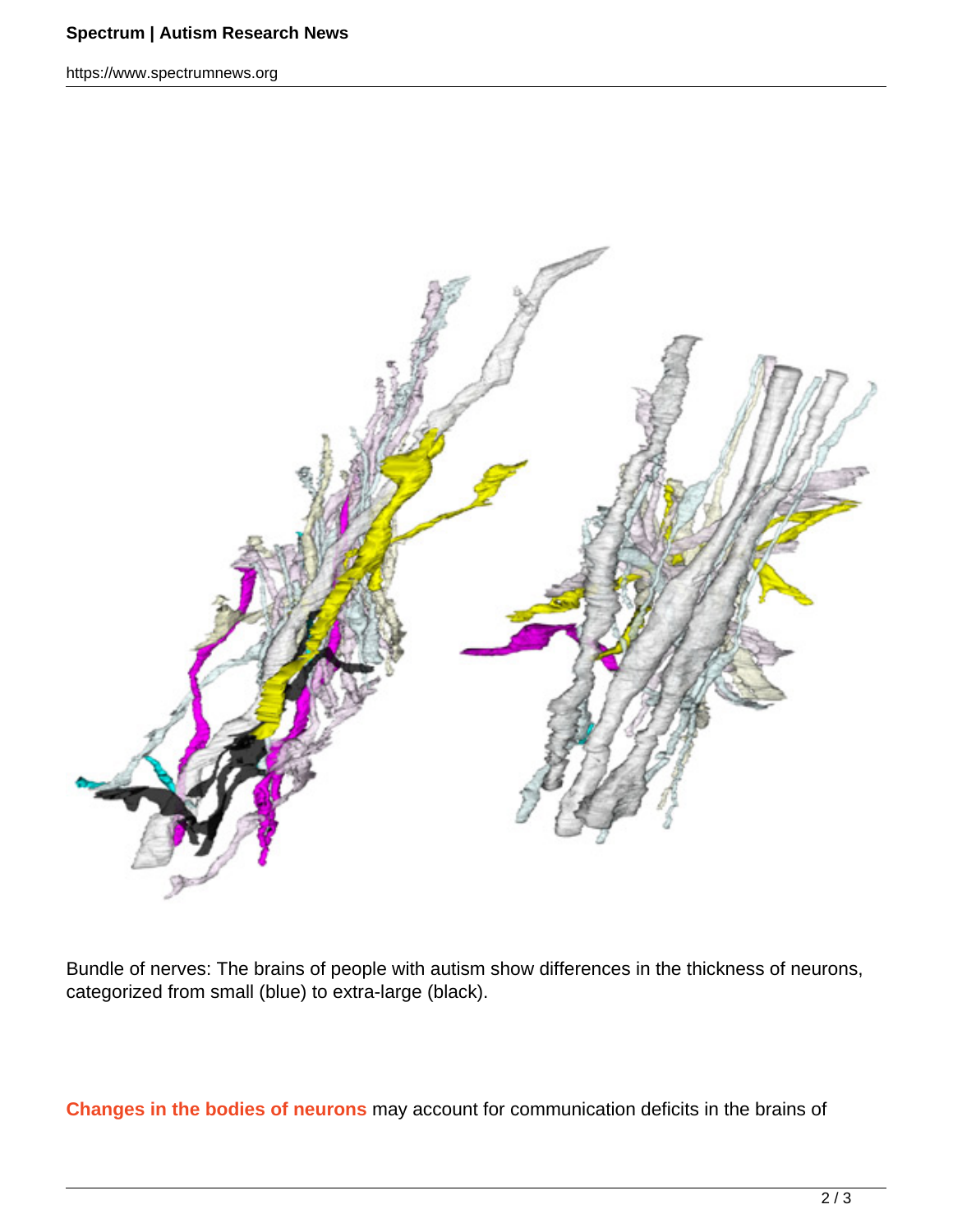Bundle of nerves: The brains of people with autism show differences in the thickness of neurons, categorized from small (blue) to extra-large (black).

**Changes in the bodies of neurons** may account for communication deficits in the brains of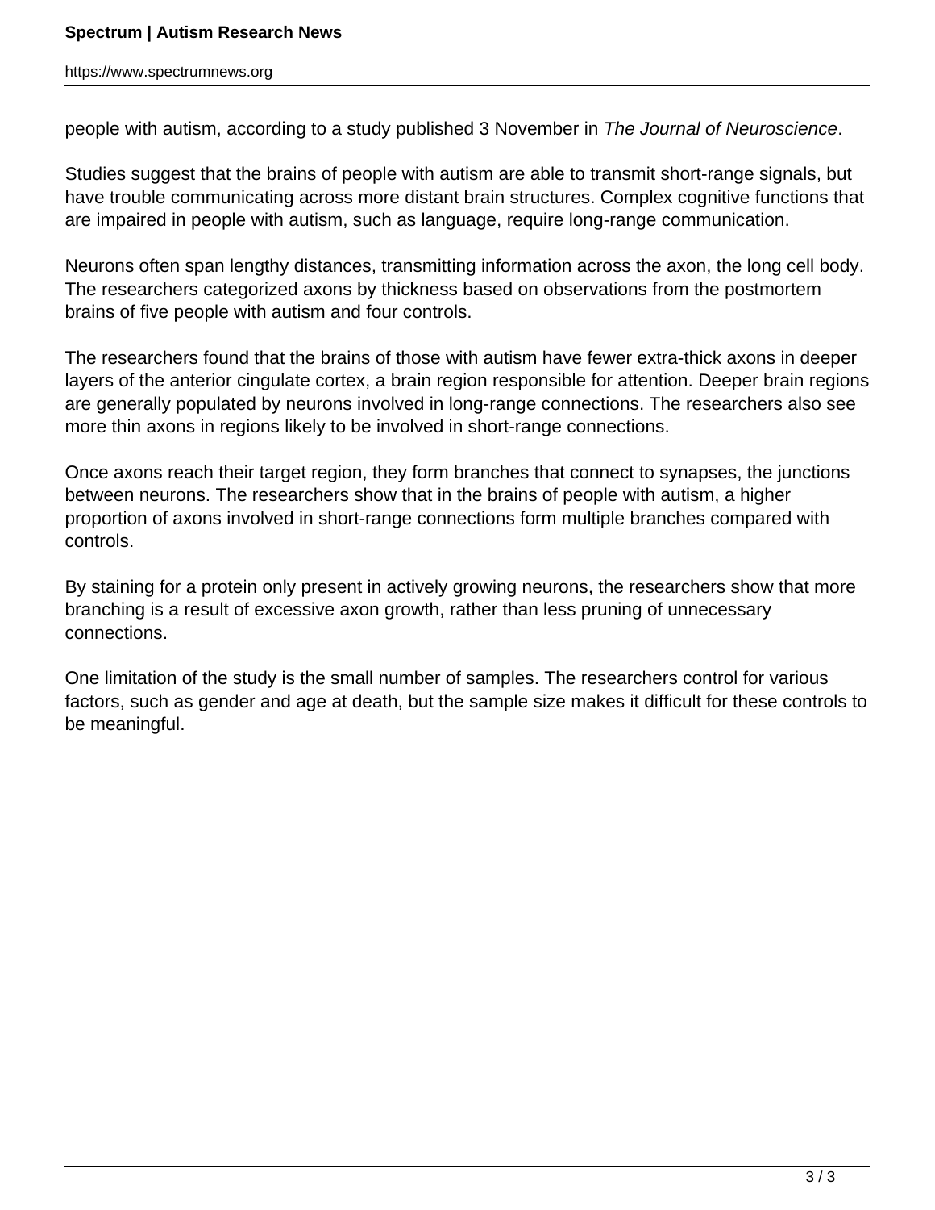people with autism, according to a study published 3 November in *The Journal of Neuroscience*.

Studies suggest that the brains of people with autism are able to transmit short-range signals, but have trouble communicating across more distant brain structures. Complex cognitive functions that are impaired in people with autism, such as language, require long-range communication.

Neurons often span lengthy distances, transmitting information across the axon, the long cell body. The researchers categorized axons by thickness based on observations from the postmortem brains of five people with autism and four controls.

The researchers found that the brains of those with autism have fewer extra-thick axons in deeper layers of the anterior cingulate cortex, a brain region responsible for attention. Deeper brain regions are generally populated by neurons involved in long-range connections. The researchers also see more thin axons in regions likely to be involved in short-range connections.

Once axons reach their target region, they form branches that connect to synapses, the junctions between neurons. The researchers show that in the brains of people with autism, a higher proportion of axons involved in short-range connections form multiple branches compared with controls.

By staining for a protein only present in actively growing neurons, the researchers show that more branching is a result of excessive axon growth, rather than less pruning of unnecessary connections.

One limitation of the study is the small number of samples. The researchers control for various factors, such as gender and age at death, but the sample size makes it difficult for these controls to be meaningful.